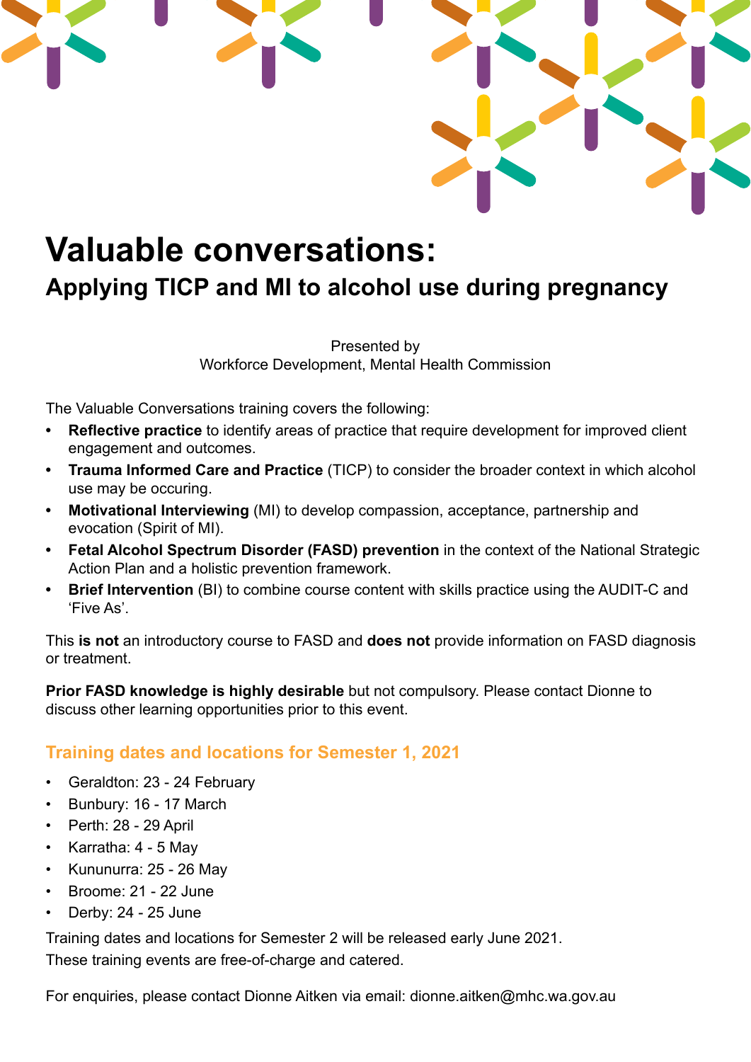# Valuable conversations:

## Applying TICP and MI to alcohol use during pregnancy

Presented by
Workforce Development, Mental Health Commission

The Valuable Conversations training covers the following:

- **Reflective practice** to identify areas of practice that require development for improved client engagement and outcomes.
- **Trauma Informed Care and Practice** (TICP) to consider the broader context in which alcohol use may be occuring.
- **Motivational Interviewing** (MI) to develop compassion, acceptance, partnership and evocation (Spirit of MI).
- **Fetal Alcohol Spectrum Disorder (FASD) prevention** in the context of the National Strategic Action Plan and a holistic prevention framework.
- **Brief Intervention** (BI) to combine course content with skills practice using the AUDIT-C and 'Five As'.

This **is not** an introductory course to FASD and **does not** provide information on FASD diagnosis or treatment.

**Prior FASD knowledge is highly desirable** but not compulsory. Please contact Dionne to discuss other learning opportunities prior to this event.

### Training dates and locations for Semester 1, 2021

- Geraldton: 23 - 24 February
- Bunbury: 16 - 17 March
- Perth: 28 - 29 April
- Karratha: 4 - 5 May
- Kununurra: 25 - 26 May
- Broome: 21 - 22 June
- Derby: 24 - 25 June

Training dates and locations for Semester 2 will be released early June 2021.

These training events are free-of-charge and catered.

For enquiries, please contact Dionne Aitken via email: dionne.aitken@mhc.wa.gov.au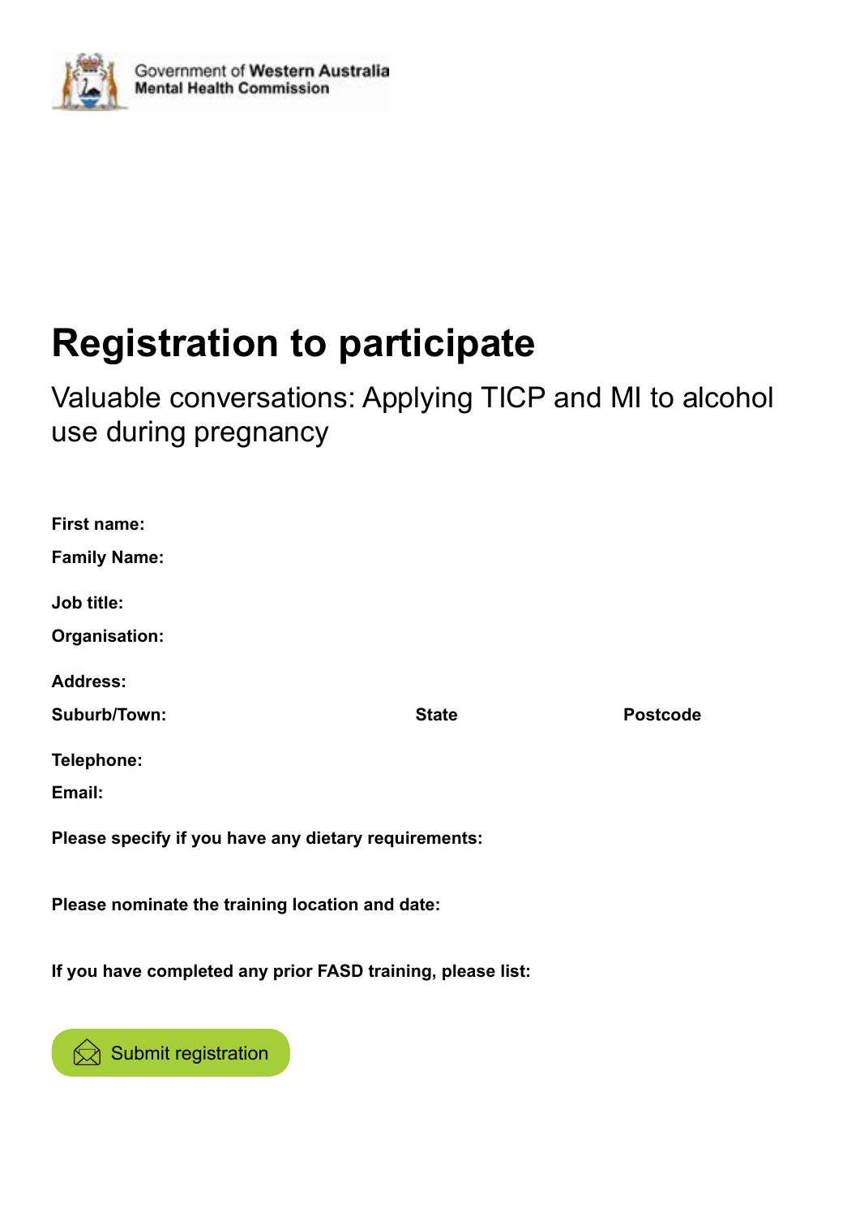Government of Western Australia
Mental Health Commission

# Registration to participate

## Valuable conversations: Applying TICP and MI to alcohol use during pregnancy

**First name:**

**Family Name:**

**Job title:**

**Organisation:**

**Address:**

**Suburb/Town:** **State** **Postcode**

**Telephone:**

**Email:**

**Please specify if you have any dietary requirements:**

**Please nominate the training location and date:**

**If you have completed any prior FASD training, please list:**

Submit registration